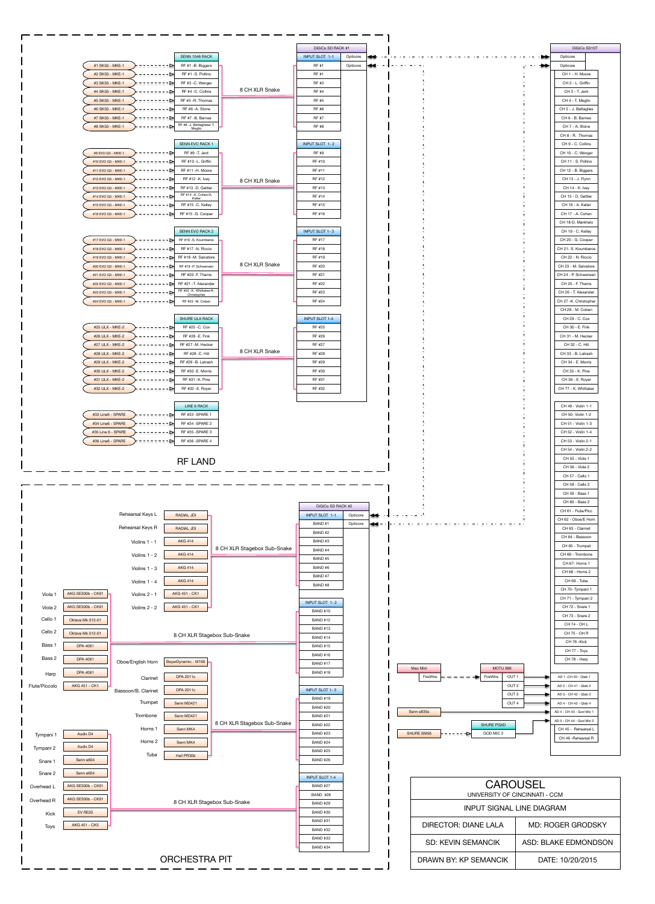# CAROUSEL

UNIVERSITY OF CINCINNATI - CCM

INPUT SIGNAL LINE DIAGRAM

| DIRECTOR: DIANE LALA | MD: ROGER GRODSKY |
|---|---|
| SD: KEVIN SEMANCIK | ASD: BLAKE EDMONDSON |
| DRAWN BY: KP SEMANCIK | DATE: 10/20/2015 |

## RF LAND

### SENN 1046 RACK → 8 CH XLR Snake → DiGiCo SD RACK #1, INPUT SLOT 1-1

| Source | SENN 1046 RACK | INPUT SLOT 1-1 |
|---|---|---|
| #1 SK50 - MKE-1 | RF #1 -B. Biggers | RF #1 |
| #2 SK50 - MKE-1 | RF #1 -S. Pollino | RF #1 |
| #3 SK50 - MKE-1 | RF #3 -C. Wenger | RF #3 |
| #4 SK50 - MKE-1 | RF #4 -C. Collins | RF #4 |
| #5 SK50 - MKE-1 | RF #5 -R. Thomas | RF #5 |
| #6 SK50 - MKE-1 | RF #6 -A. Stone | RF #6 |
| #7 SK50 - MKE-1 | RF #7 -B. Barnes | RF #7 |
| #8 SK50 - MKE-1 | RF #8 -J. Battaglese/ T. Meglio | RF #8 |

### SENN EVO RACK 1 → 8 CH XLR Snake → INPUT SLOT 1-2

| Source | SENN EVO RACK 1 | INPUT SLOT 1-2 |
|---|---|---|
| #9 EVO G3 - MKE-1 | RF #9 -T. Jent | RF #9 |
| #10 EVO G3 - MKE-1 | RF #10 -L. Griffin | RF #10 |
| #11 EVO G3 - MKE-1 | RF #11 -H. Moore | RF #11 |
| #12 EVO G3 - MKE-1 | RF #12 -K. Ivey | RF #12 |
| #13 EVO G3 - MKE-1 | RF #13 -D. Gettler | RF #13 |
| #14 EVO G3 - MKE-1 | RF #14 -A. Cohen/A. Keller | RF #14 |
| #15 EVO G3 - MKE-1 | RF #15 -C. Kelley | RF #15 |
| #16 EVO G3 - MKE-1 | RF #15 -G. Cooper | RF #16 |

### SENN EVO RACK 2 → 8 CH XLR Snake → INPUT SLOT 1-3

| Source | SENN EVO RACK 2 | INPUT SLOT 1-3 |
|---|---|---|
| #17 EVO G3 - MKE-1 | RF #16 -S. Koumbaros | RF #17 |
| #18 EVO G3 - MKE-1 | RF #17 -N. Riccio | RF #18 |
| #19 EVO G3 - MKE-1 | RF #18 -M. Salvatore | RF #19 |
| #20 EVO G3 - MKE-1 | RF #19 -P. Schwensen | RF #20 |
| #21 EVO G3 - MKE-1 | RF #20 -F. Thams | RF #21 |
| #22 EVO G3 - MKE-1 | RF #21 -T. Alexander | RF #22 |
| #23 EVO G3 - MKE-1 | RF #22 -K. Whittaker/K. Christopher | RF #23 |
| #24 EVO G3 - MKE-1 | RF #23 -M. Coben | RF #24 |

### SHURE ULX RACK → 8 CH XLR Snake → INPUT SLOT 1-4

| Source | SHURE ULX RACK | INPUT SLOT 1-4 |
|---|---|---|
| #25 ULX - MKE-2 | RF #25 -C. Cox | RF #25 |
| #26 ULX - MKE-2 | RF #26 -E. Fink | RF #26 |
| #27 ULX - MKE-2 | RF #27 -M. Hecker | RF #27 |
| #28 ULX - MKE-2 | RF #28 -C. Hill | RF #28 |
| #29 ULX - MKE-2 | RF #29 -B. Latrash | RF #29 |
| #30 ULX - MKE-2 | RF #30 -E. Morris | RF #30 |
| #31 ULX - MKE-2 | RF #31 -K. Pine | RF #31 |
| #32 ULX - MKE-2 | RF #32 -E. Royer | RF #32 |

### LINE 6 RACK

| Source | LINE 6 RACK |
|---|---|
| #33 Line6 - SPARE | RF #33 -SPARE 1 |
| #34 Line6 - SPARE | RF #34 -SPARE 2 |
| #35 Line 6 - SPARE | RF #35 -SPARE 3 |
| #36 Line6 - SPARE | RF #36 -SPARE 4 |

DiGiCo SD RACK #1: Opticore / Opticore → DiGiCo SD10T

## ORCHESTRA PIT

### 8 CH XLR Stagebox Sub-Snake → DiGiCo SD RACK #2, INPUT SLOT 1-1

| Source | Mic/DI | INPUT SLOT 1-1 |
|---|---|---|
| Rehearsal Keys L | RADIAL JDI | BAND #1 |
| Rehearsal Keys R | RADIAL JDI | BAND #2 |
| Violins 1 - 1 | AKG 414 | BAND #3 |
| Violins 1 - 2 | AKG 414 | BAND #4 |
| Violins 1 - 3 | AKG 414 | BAND #5 |
| Violins 1 - 4 | AKG 414 | BAND #6 |
| Violins 2 - 1 | AKG 451 - CK1 | BAND #7 |
| Violins 2 - 2 | AKG 451 - CK1 | BAND #8 |

### 8 CH XLR Stagebox Sub-Snake → INPUT SLOT 1-2

| Source | Mic | INPUT SLOT 1-2 |
|---|---|---|
| Viola 1 | AKG SE300b - CK91 | BAND #10 |
| Viola 2 | AKG SE300b - CK91 | BAND #12 |
| Cello 1 | Oktava Mk 012-01 | BAND #13 |
| Cello 2 | Oktava Mk 012-01 | BAND #14 |
| Bass 1 | DPA 4061 | BAND #15 |
| Bass 2 | DPA 4061 | BAND #16 |
| Harp | DPA 4061 | BAND #17 |
| Flute/Piccolo | AKG 451 - CK1 | BAND #18 |

### 8 CH XLR Stagebox Sub-Snake → INPUT SLOT 1-3

| Source | Mic | INPUT SLOT 1-3 |
|---|---|---|
| Oboe/English Horn | BeyerDynamic - M160 | BAND #19 |
| Clarinet | DPA 2011c | BAND #20 |
| Bassoon/B. Clarinet | DPA 2011c | BAND #21 |
| Trumpet | Senn MD421 | BAND #22 |
| Trombone | Senn MD421 | BAND #23 |
| Horns 1 | Senn MK4 | BAND #24 |
| Horns 2 | Senn MK4 | BAND #25 |
| Tuba | Heil PR30b | BAND #26 |

### 8 CH XLR Stagebox Sub-Snake → INPUT SLOT 1-4

| Source | Mic | INPUT SLOT 1-4 |
|---|---|---|
| Tympani 1 | Audix D4 | BAND #27 |
| Tympani 2 | Audix D4 | BAND #28 |
| Snare 1 | Senn e604 | BAND #29 |
| Snare 2 | Senn e604 | BAND #30 |
| Overhead L | AKG SE300b - CK91 | BAND #31 |
| Overhead R | AKG SE300b - CK91 | BAND #32 |
| Kick | EV RE20 | BAND #33 |
| Toys | AKG 451 - CK5 | BAND #34 |

DiGiCo SD RACK #2: Opticore / Opticore → DiGiCo SD10T

## Playback / God Mic

- Mac Mini — FireWire → MOTU 896 (FireWire): OUT 1 → AD 1 - CH 40 - Qlab 1; OUT 2 → AD 2 - CH 41 - Qlab 2; OUT 3 → AD 3 - CH 42 - Qlab 3; OUT 4 → AD 4 - CH 42 - Qlab 4
- Senn e835s → AD 4 - CH 43 - God Mic 1
- SHURE SM58 → SHURE PGXD (GOD MIC 2) → AD 5 - CH 44 - God Mic 2

## DiGiCo SD10T

Opticore / Opticore

| Channel |
|---|
| CH 1 - H. Moore |
| CH 2 - L. Griffin |
| CH 3 - T. Jent |
| CH 4 - T. Meglio |
| CH 5 - J. Battaglies |
| CH 6 - B. Barnes |
| CH 7 - A. Stone |
| CH 8 - R. Thomas |
| CH 9 - C. Collins |
| CH 10 - C. Wenger |
| CH 11 - S. Pollino |
| CH 12 - B. Biggers |
| CH 13 - J. Flynn |
| CH 14 - K. Ivey |
| CH 15 - D. Gettler |
| CH 16 - A. Keller |
| CH 17 - A. Cohen |
| CH 18-D. Markhelo |
| CH 19 - C. Kelley |
| CH 20 - G. Cooper |
| CH 21- S. Koumbaros |
| CH 22 - N. Riccio |
| CH 23 - M. Salvatore |
| CH 24 - P. Schwensen |
| CH 25 - F. Thams |
| CH 26 - T. Alexander |
| CH 27 -K. Christopher |
| CH 28 - M. Coben |
| CH 29 - C. Cox |
| CH 30 - E. Fink |
| CH 31 - M. Hecker |
| CH 32 - C. Hill |
| CH 33 - B. Latrash |
| CH 34 - E. Morris |
| CH 35 - K. Pine |
| CH 36 - E. Royer |
| CH ?? - K. Whittaker |
| CH 49 - Violin 1-1 |
| CH 50- Violin 1-2 |
| CH 51 - Violin 1-3 |
| CH 52 - Violin 1-4 |
| CH 53 - Violin 2-1 |
| CH 54 - Violin 2-2 |
| CH 55 - Viola 1 |
| CH 56 - Viola 2 |
| CH 57 - Cello 1 |
| CH 58 - Cello 2 |
| CH 59 - Bass 1 |
| CH 60 - Bass 2 |
| CH 61 - Flute/Picc |
| CH 62 - Oboe/E Horn |
| CH 63 - Clarinet |
| CH 64 - Bassoon |
| CH 65 - Trumpet |
| CH 66 - Trombone |
| CH 67- Horns 1 |
| CH 68 - Horns 2 |
| CH 69 - Tuba |
| CH 70- Tympani 1 |
| CH 71 - Tympani 2 |
| CH 72 - Snare 1 |
| CH 73 - Snare 2 |
| CH 74 - OH L |
| CH 75 - OH R |
| CH 76 -Kick |
| CH 77 - Toys |
| CH 78 - Harp |
| AD 1 -CH 40 - Qlab 1 |
| AD 2 - CH 41 - Qlab 2 |
| AD 3 - CH 42 - Qlab 3 |
| AD 4 - CH 42 - Qlab 4 |
| AD 4 - CH 43 - God Mic 1 |
| AD 5 - CH 44 - God Mic 2 |
| CH 45 - Rehearsal L |
| CH 46 -Rehearsal R |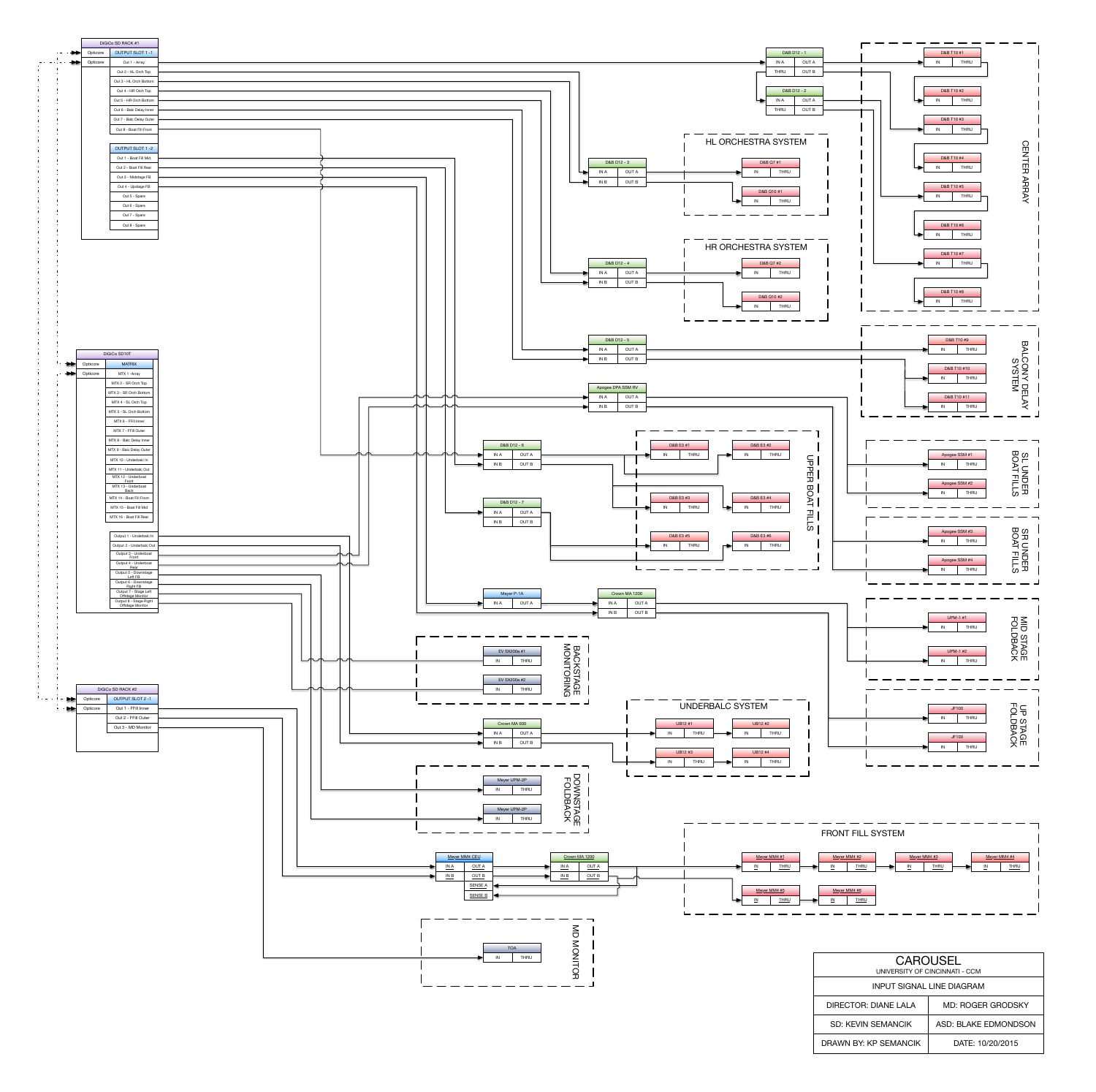# CAROUSEL

UNIVERSITY OF CINCINNATI - CCM

INPUT SIGNAL LINE DIAGRAM

| | |
|---|---|
| DIRECTOR: DIANE LALA | MD: ROGER GRODSKY |
| SD: KEVIN SEMANCIK | ASD: BLAKE EDMONDSON |
| DRAWN BY: KP SEMANCIK | DATE: 10/20/2015 |

## DiGiCo SD RACK #1

- Opticore
- Opticore

**OUTPUT SLOT 1 -1**

- Out 1 - Array
- Out 2 - HL Orch Top
- Out 3 - HL Orch Bottom
- Out 4 - HR Orch Top
- Out 5 - HR Orch Bottom
- Out 6 - Balc Delay Inner
- Out 7 - Balc Delay Outer
- Out 8 - Boat Fill Front

**OUTPUT SLOT 1 -2**

- Out 1 - Boat Fill Mid
- Out 2 - Boat Fill Rear
- Out 3 - Midstage FB
- Out 4 - Upstage FB
- Out 5 - Spare
- Out 6 - Spare
- Out 7 - Spare
- Out 8 - Spare

## DiGiCo SD10T

- Opticore
- Opticore

**MATRIX**

- MTX 1 -Array
- MTX 2 - SR Orch Top
- MTX 3 - SR Orch Bottom
- MTX 4 - SL Orch Top
- MTX 5 - SL Orch Bottom
- MTX 6 - FFill Inner
- MTX 7 - FFill Outer
- MTX 8 - Balc Delay Inner
- MTX 9 - Balc Delay Outer
- MTX 10 - Underbalc In
- MTX 11 - Underbalc Out
- MTX 12 - Underboat Front
- MTX 13 - Underboat Back
- MTX 14 - Boat Fill Front
- MTX 15 - Boat Fill Mid
- MTX 16 - Boat Fill Rear

- Output 1 - Underbalc In
- Output 2 - Underbalc Out
- Output 3 - Underboat Front
- Output 4 - Underboat Rear
- Output 5 - Downstage Left FB
- Output 6 - Downstage Right FB
- Output 7 - Stage Left Offstage Monitor
- Output 8 - Stage Right Offstage Monitor

## DiGiCo SD RACK #2

- Opticore
- Opticore

**OUTPUT SLOT 2 -1**

- Out 1 - FFill Inner
- Out 2 - FFill Outer
- Out 3 - MD Monitor

## Amplifiers / Processors

- D&B D12 - 1 (IN A, OUT A, THRU, OUT B)
- D&B D12 - 2 (IN A, OUT A, THRU, OUT B)
- D&B D12 - 3 (IN A, OUT A, IN B, OUT B)
- D&B D12 - 4 (IN A, OUT A, IN B, OUT B)
- D&B D12 - 5 (IN A, OUT A, IN B, OUT B)
- Apogee DPA SSM RV (IN A, OUT A, IN B, OUT B)
- D&B D12 - 6 (IN A, OUT A, IN B, OUT B)
- D&B D12 - 7 (IN A, OUT A, IN B, OUT B)
- Meyer P-1A (IN A, OUT A)
- Crown MA 1200 (IN A, OUT A, IN B, OUT B)
- Crown MA 600 (IN A, OUT A, IN B, OUT B)
- Meyer MM4 CEU (IN A, OUT A, IN B, OUT B, SENSE A, SENSE B)
- Crown MA 1200 (IN A, OUT A, IN B, OUT B)

## CENTER ARRAY

- D&B T10 #1 (IN, THRU)
- D&B T10 #2 (IN, THRU)
- D&B T10 #3 (IN, THRU)
- D&B T10 #4 (IN, THRU)
- D&B T10 #5 (IN, THRU)
- D&B T10 #6 (IN, THRU)
- D&B T10 #7 (IN, THRU)
- D&B T10 #8 (IN, THRU)

## HL ORCHESTRA SYSTEM

- D&B Q7 #1 (IN, THRU)
- D&B Q10 #1 (IN, THRU)

## HR ORCHESTRA SYSTEM

- D&B Q7 #2 (IN, THRU)
- D&B Q10 #2 (IN, THRU)

## BALCONY DELAY SYSTEM

- D&B T10 #9 (IN, THRU)
- D&B T10 #10 (IN, THRU)
- D&B T10 #11 (IN, THRU)

## UPPER BOAT FILLS

- D&B E3 #1 (IN, THRU)
- D&B E3 #2 (IN, THRU)
- D&B E3 #3 (IN, THRU)
- D&B E3 #4 (IN, THRU)
- D&B E3 #5 (IN, THRU)
- D&B E3 #6 (IN, THRU)

## SL UNDER BOAT FILLS

- Apogee SSM #1 (IN, THRU)
- Apogee SSM #2 (IN, THRU)

## SR UNDER BOAT FILLS

- Apogee SSM #3 (IN, THRU)
- Apogee SSM #4 (IN, THRU)

## MID STAGE FOLDBACK

- UPM-1 #1 (IN, THRU)
- UPM-1 #2 (IN, THRU)

## UP STAGE FOLDBACK

- JF100 (IN, THRU)
- JF100 (IN, THRU)

## BACKSTAGE MONITORING

- EV SX200a #1 (IN, THRU)
- EV SX200a #2 (IN, THRU)

## UNDERBALC SYSTEM

- UB12 #1 (IN, THRU)
- UB12 #2 (IN, THRU)
- UB12 #3 (IN, THRU)
- UB12 #4 (IN, THRU)

## DOWNSTAGE FOLDBACK

- Meyer UPM-2P (IN, THRU)
- Meyer UPM-2P (IN, THRU)

## FRONT FILL SYSTEM

- Meyer MM4 #1 (IN, THRU)
- Meyer MM4 #2 (IN, THRU)
- Meyer MM4 #3 (IN, THRU)
- Meyer MM4 #4 (IN, THRU)
- Meyer MM4 #5 (IN, THRU)
- Meyer MM4 #6 (IN, THRU)

## MD MONITOR

- TOA (IN, THRU)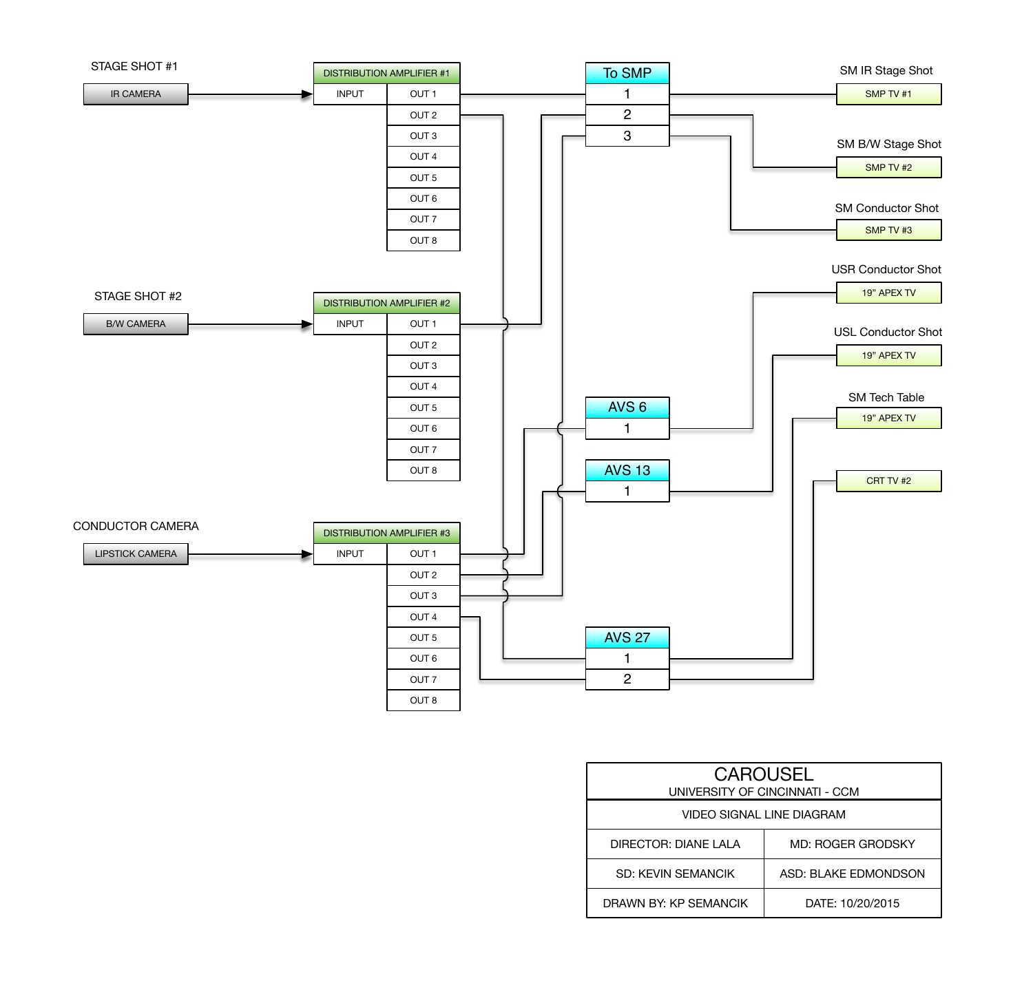STAGE SHOT #1

IR CAMERA → DISTRIBUTION AMPLIFIER #1

| DISTRIBUTION AMPLIFIER #1 | |
|---|---|
| INPUT | OUT 1 |
| | OUT 2 |
| | OUT 3 |
| | OUT 4 |
| | OUT 5 |
| | OUT 6 |
| | OUT 7 |
| | OUT 8 |

STAGE SHOT #2

B/W CAMERA → DISTRIBUTION AMPLIFIER #2

| DISTRIBUTION AMPLIFIER #2 | |
|---|---|
| INPUT | OUT 1 |
| | OUT 2 |
| | OUT 3 |
| | OUT 4 |
| | OUT 5 |
| | OUT 6 |
| | OUT 7 |
| | OUT 8 |

CONDUCTOR CAMERA

LIPSTICK CAMERA → DISTRIBUTION AMPLIFIER #3

| DISTRIBUTION AMPLIFIER #3 | |
|---|---|
| INPUT | OUT 1 |
| | OUT 2 |
| | OUT 3 |
| | OUT 4 |
| | OUT 5 |
| | OUT 6 |
| | OUT 7 |
| | OUT 8 |

| To SMP |
|---|
| 1 |
| 2 |
| 3 |

| AVS 6 |
|---|
| 1 |

| AVS 13 |
|---|
| 1 |

| AVS 27 |
|---|
| 1 |
| 2 |

SM IR Stage Shot — SMP TV #1

SM B/W Stage Shot — SMP TV #2

SM Conductor Shot — SMP TV #3

USR Conductor Shot — 19" APEX TV

USL Conductor Shot — 19" APEX TV

SM Tech Table — 19" APEX TV

CRT TV #2

| CAROUSEL<br>UNIVERSITY OF CINCINNATI - CCM | |
|---|---|
| VIDEO SIGNAL LINE DIAGRAM | |
| DIRECTOR: DIANE LALA | MD: ROGER GRODSKY |
| SD: KEVIN SEMANCIK | ASD: BLAKE EDMONDSON |
| DRAWN BY: KP SEMANCIK | DATE: 10/20/2015 |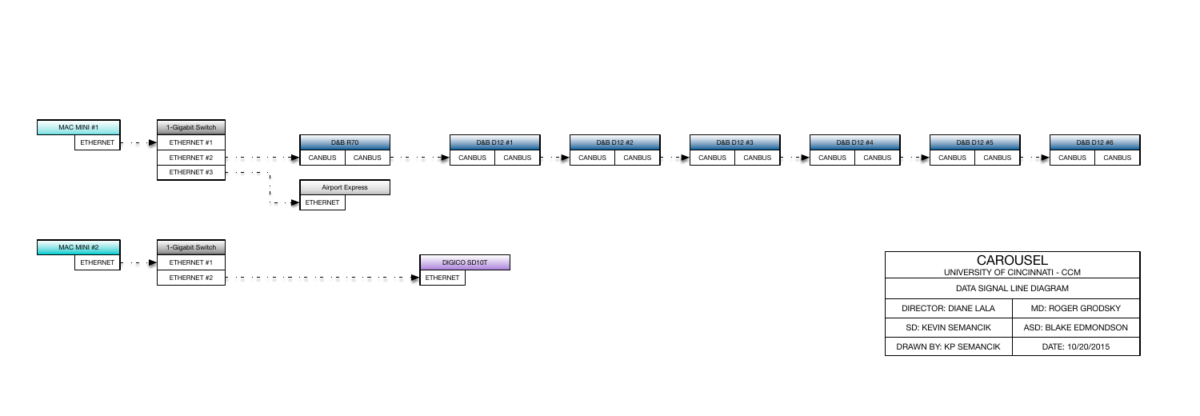MAC MINI #1
ETHERNET

1-Gigabit Switch
ETHERNET #1
ETHERNET #2
ETHERNET #3

D&B R70
CANBUS | CANBUS

D&B D12 #1
CANBUS | CANBUS

D&B D12 #2
CANBUS | CANBUS

D&B D12 #3
CANBUS | CANBUS

D&B D12 #4
CANBUS | CANBUS

D&B D12 #5
CANBUS | CANBUS

D&B D12 #6
CANBUS | CANBUS

Airport Express
ETHERNET

MAC MINI #2
ETHERNET

1-Gigabit Switch
ETHERNET #1
ETHERNET #2

DIGICO SD10T
ETHERNET

| | |
|---|---|
| **CAROUSEL** UNIVERSITY OF CINCINNATI - CCM | |
| DATA SIGNAL LINE DIAGRAM | |
| DIRECTOR: DIANE LALA | MD: ROGER GRODSKY |
| SD: KEVIN SEMANCIK | ASD: BLAKE EDMONDSON |
| DRAWN BY: KP SEMANCIK | DATE: 10/20/2015 |